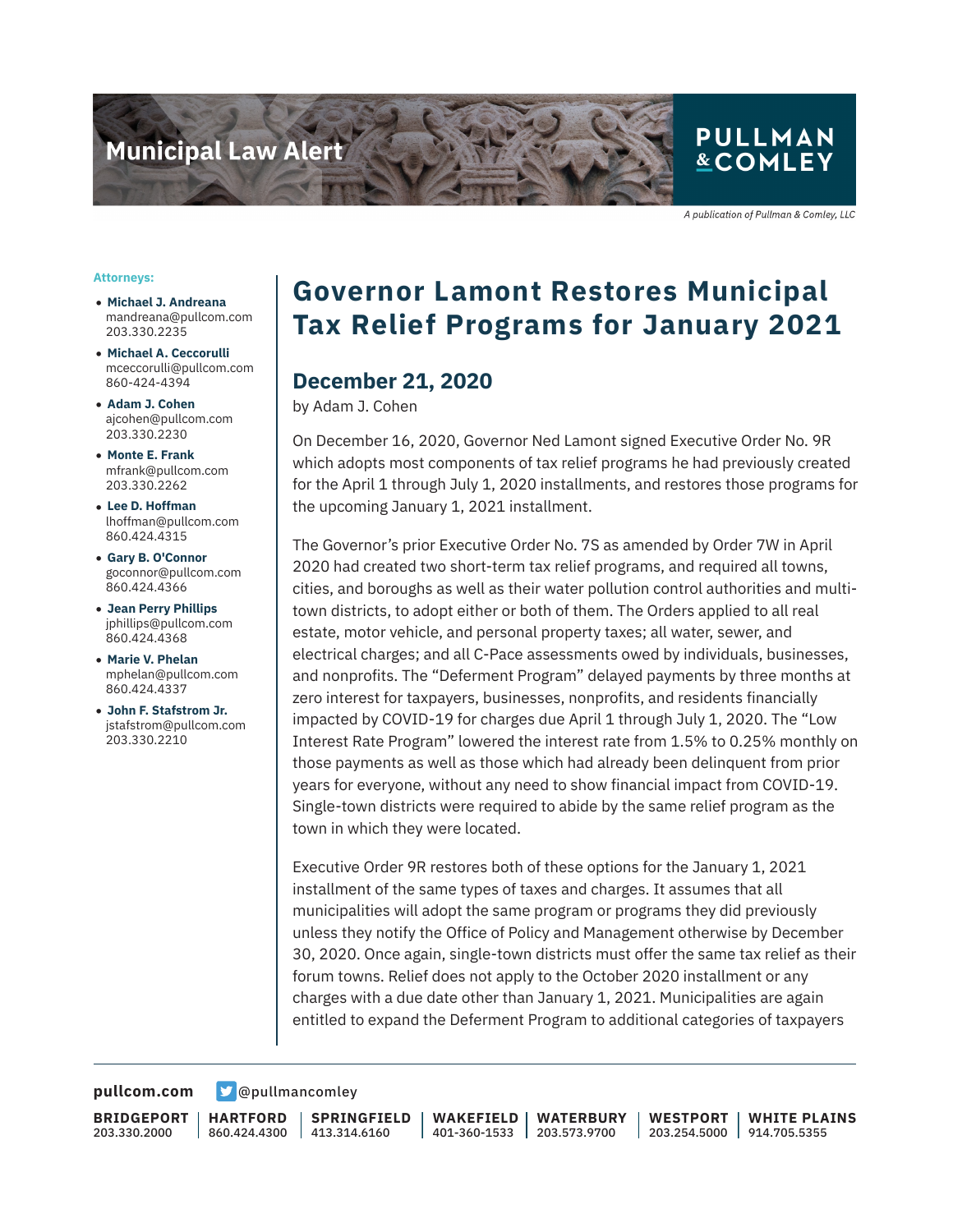Municipal Law Alert

PULLMAN & COMLEY

*A publication of Pullman & Comley, LLC*

**Attorneys:**

- **Michael J. Andreana**
  mandreana@pullcom.com
  203.330.2235
- **Michael A. Ceccorulli**
  mceccorulli@pullcom.com
  860-424-4394
- **Adam J. Cohen**
  ajcohen@pullcom.com
  203.330.2230
- **Monte E. Frank**
  mfrank@pullcom.com
  203.330.2262
- **Lee D. Hoffman**
  lhoffman@pullcom.com
  860.424.4315
- **Gary B. O'Connor**
  goconnor@pullcom.com
  860.424.4366
- **Jean Perry Phillips**
  jphillips@pullcom.com
  860.424.4368
- **Marie V. Phelan**
  mphelan@pullcom.com
  860.424.4337
- **John F. Stafstrom Jr.**
  jstafstrom@pullcom.com
  203.330.2210

# Governor Lamont Restores Municipal Tax Relief Programs for January 2021

## December 21, 2020

by Adam J. Cohen

On December 16, 2020, Governor Ned Lamont signed Executive Order No. 9R which adopts most components of tax relief programs he had previously created for the April 1 through July 1, 2020 installments, and restores those programs for the upcoming January 1, 2021 installment.

The Governor's prior Executive Order No. 7S as amended by Order 7W in April 2020 had created two short-term tax relief programs, and required all towns, cities, and boroughs as well as their water pollution control authorities and multi-town districts, to adopt either or both of them. The Orders applied to all real estate, motor vehicle, and personal property taxes; all water, sewer, and electrical charges; and all C-Pace assessments owed by individuals, businesses, and nonprofits. The "Deferment Program" delayed payments by three months at zero interest for taxpayers, businesses, nonprofits, and residents financially impacted by COVID-19 for charges due April 1 through July 1, 2020. The "Low Interest Rate Program" lowered the interest rate from 1.5% to 0.25% monthly on those payments as well as those which had already been delinquent from prior years for everyone, without any need to show financial impact from COVID-19. Single-town districts were required to abide by the same relief program as the town in which they were located.

Executive Order 9R restores both of these options for the January 1, 2021 installment of the same types of taxes and charges. It assumes that all municipalities will adopt the same program or programs they did previously unless they notify the Office of Policy and Management otherwise by December 30, 2020. Once again, single-town districts must offer the same tax relief as their forum towns. Relief does not apply to the October 2020 installment or any charges with a due date other than January 1, 2021. Municipalities are again entitled to expand the Deferment Program to additional categories of taxpayers

pullcom.com | @pullmancomley

| BRIDGEPORT | HARTFORD | SPRINGFIELD | WAKEFIELD | WATERBURY | WESTPORT | WHITE PLAINS |
|---|---|---|---|---|---|---|
| 203.330.2000 | 860.424.4300 | 413.314.6160 | 401-360-1533 | 203.573.9700 | 203.254.5000 | 914.705.5355 |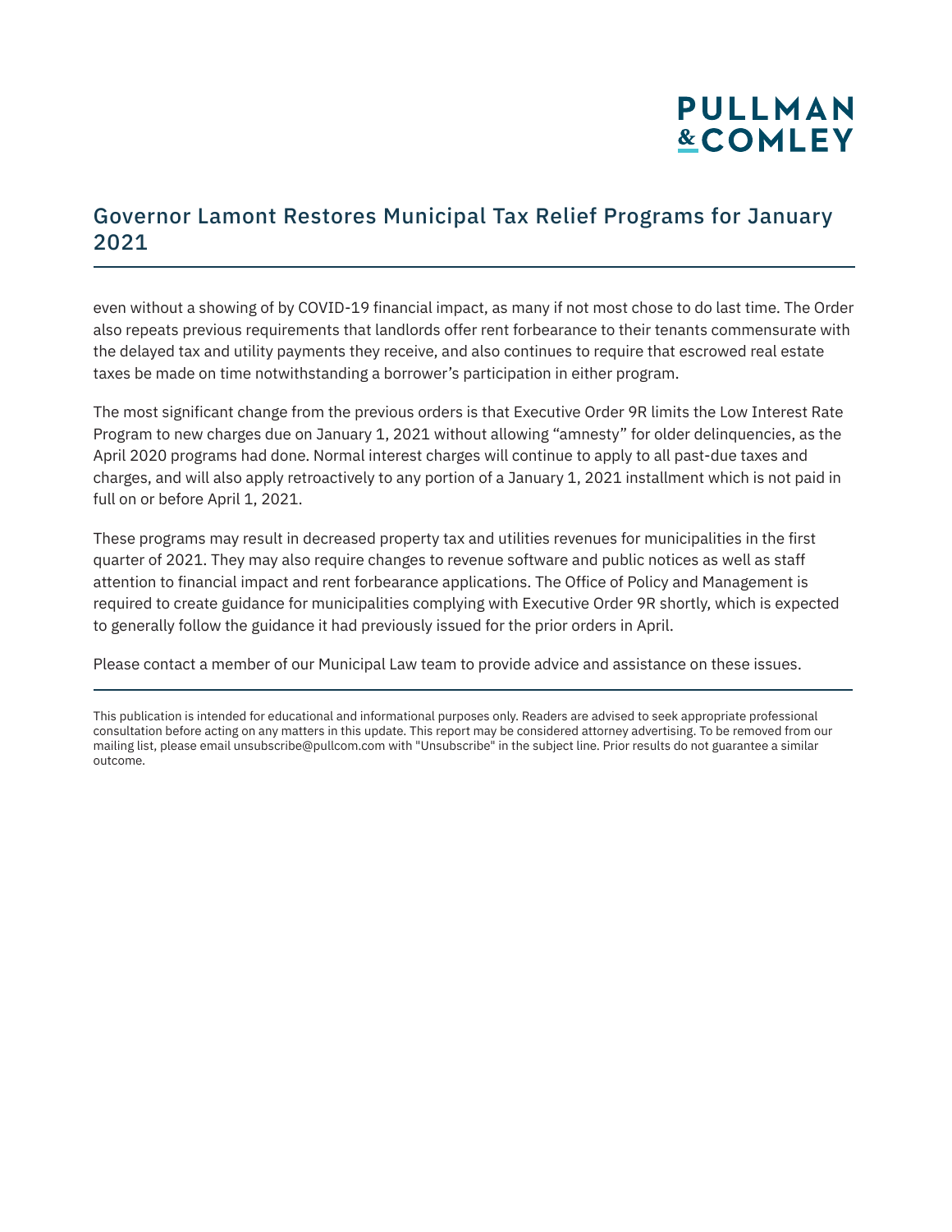## Governor Lamont Restores Municipal Tax Relief Programs for January 2021

even without a showing of by COVID-19 financial impact, as many if not most chose to do last time. The Order also repeats previous requirements that landlords offer rent forbearance to their tenants commensurate with the delayed tax and utility payments they receive, and also continues to require that escrowed real estate taxes be made on time notwithstanding a borrower's participation in either program.

The most significant change from the previous orders is that Executive Order 9R limits the Low Interest Rate Program to new charges due on January 1, 2021 without allowing "amnesty" for older delinquencies, as the April 2020 programs had done. Normal interest charges will continue to apply to all past-due taxes and charges, and will also apply retroactively to any portion of a January 1, 2021 installment which is not paid in full on or before April 1, 2021.

These programs may result in decreased property tax and utilities revenues for municipalities in the first quarter of 2021. They may also require changes to revenue software and public notices as well as staff attention to financial impact and rent forbearance applications. The Office of Policy and Management is required to create guidance for municipalities complying with Executive Order 9R shortly, which is expected to generally follow the guidance it had previously issued for the prior orders in April.

Please contact a member of our Municipal Law team to provide advice and assistance on these issues.

---

This publication is intended for educational and informational purposes only. Readers are advised to seek appropriate professional consultation before acting on any matters in this update. This report may be considered attorney advertising. To be removed from our mailing list, please email unsubscribe@pullcom.com with "Unsubscribe" in the subject line. Prior results do not guarantee a similar outcome.